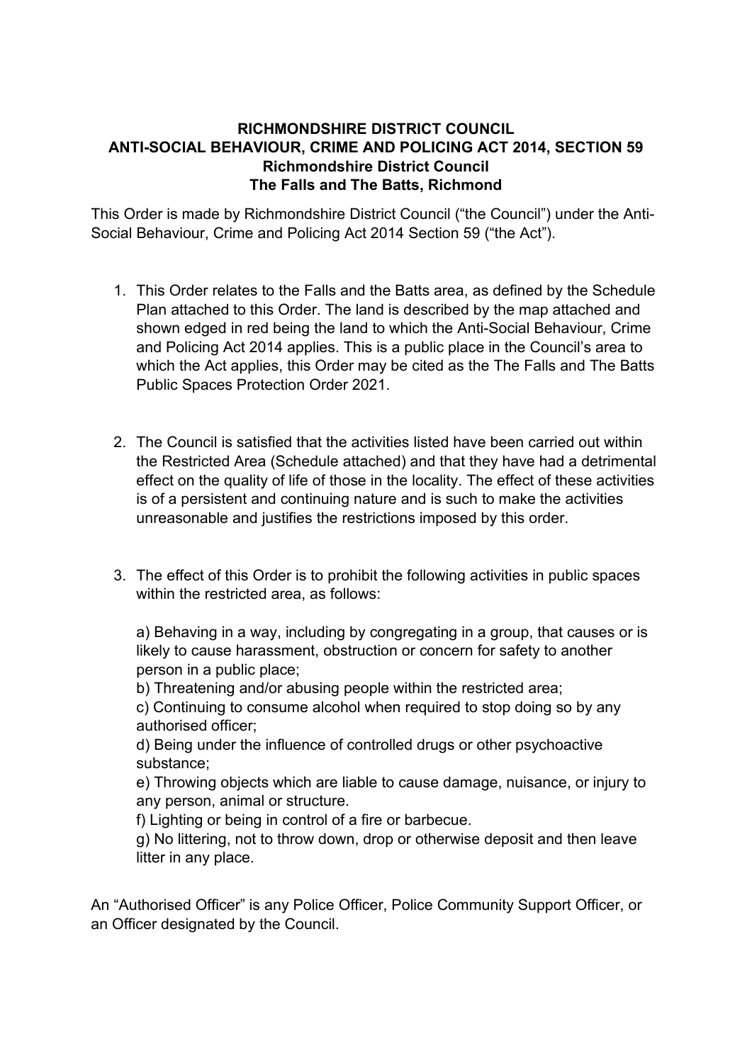**RICHMONDSHIRE DISTRICT COUNCIL**
**ANTI-SOCIAL BEHAVIOUR, CRIME AND POLICING ACT 2014, SECTION 59**
**Richmondshire District Council**
**The Falls and The Batts, Richmond**

This Order is made by Richmondshire District Council ("the Council") under the Anti-Social Behaviour, Crime and Policing Act 2014 Section 59 ("the Act").

1. This Order relates to the Falls and the Batts area, as defined by the Schedule Plan attached to this Order. The land is described by the map attached and shown edged in red being the land to which the Anti-Social Behaviour, Crime and Policing Act 2014 applies. This is a public place in the Council's area to which the Act applies, this Order may be cited as the The Falls and The Batts Public Spaces Protection Order 2021.

2. The Council is satisfied that the activities listed have been carried out within the Restricted Area (Schedule attached) and that they have had a detrimental effect on the quality of life of those in the locality. The effect of these activities is of a persistent and continuing nature and is such to make the activities unreasonable and justifies the restrictions imposed by this order.

3. The effect of this Order is to prohibit the following activities in public spaces within the restricted area, as follows:

   a) Behaving in a way, including by congregating in a group, that causes or is likely to cause harassment, obstruction or concern for safety to another person in a public place;
   b) Threatening and/or abusing people within the restricted area;
   c) Continuing to consume alcohol when required to stop doing so by any authorised officer;
   d) Being under the influence of controlled drugs or other psychoactive substance;
   e) Throwing objects which are liable to cause damage, nuisance, or injury to any person, animal or structure.
   f) Lighting or being in control of a fire or barbecue.
   g) No littering, not to throw down, drop or otherwise deposit and then leave litter in any place.

An "Authorised Officer" is any Police Officer, Police Community Support Officer, or an Officer designated by the Council.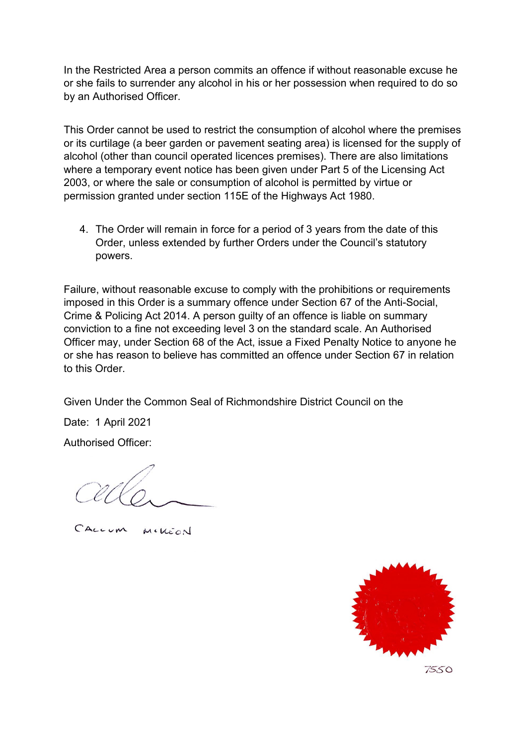In the Restricted Area a person commits an offence if without reasonable excuse he or she fails to surrender any alcohol in his or her possession when required to do so by an Authorised Officer.

This Order cannot be used to restrict the consumption of alcohol where the premises or its curtilage (a beer garden or pavement seating area) is licensed for the supply of alcohol (other than council operated licences premises). There are also limitations where a temporary event notice has been given under Part 5 of the Licensing Act 2003, or where the sale or consumption of alcohol is permitted by virtue or permission granted under section 115E of the Highways Act 1980.

4. The Order will remain in force for a period of 3 years from the date of this Order, unless extended by further Orders under the Council's statutory powers.

Failure, without reasonable excuse to comply with the prohibitions or requirements imposed in this Order is a summary offence under Section 67 of the Anti-Social, Crime & Policing Act 2014. A person guilty of an offence is liable on summary conviction to a fine not exceeding level 3 on the standard scale. An Authorised Officer may, under Section 68 of the Act, issue a Fixed Penalty Notice to anyone he or she has reason to believe has committed an offence under Section 67 in relation to this Order.

Given Under the Common Seal of Richmondshire District Council on the

Date: 1 April 2021

Authorised Officer:

CALLUM MCKEON

7550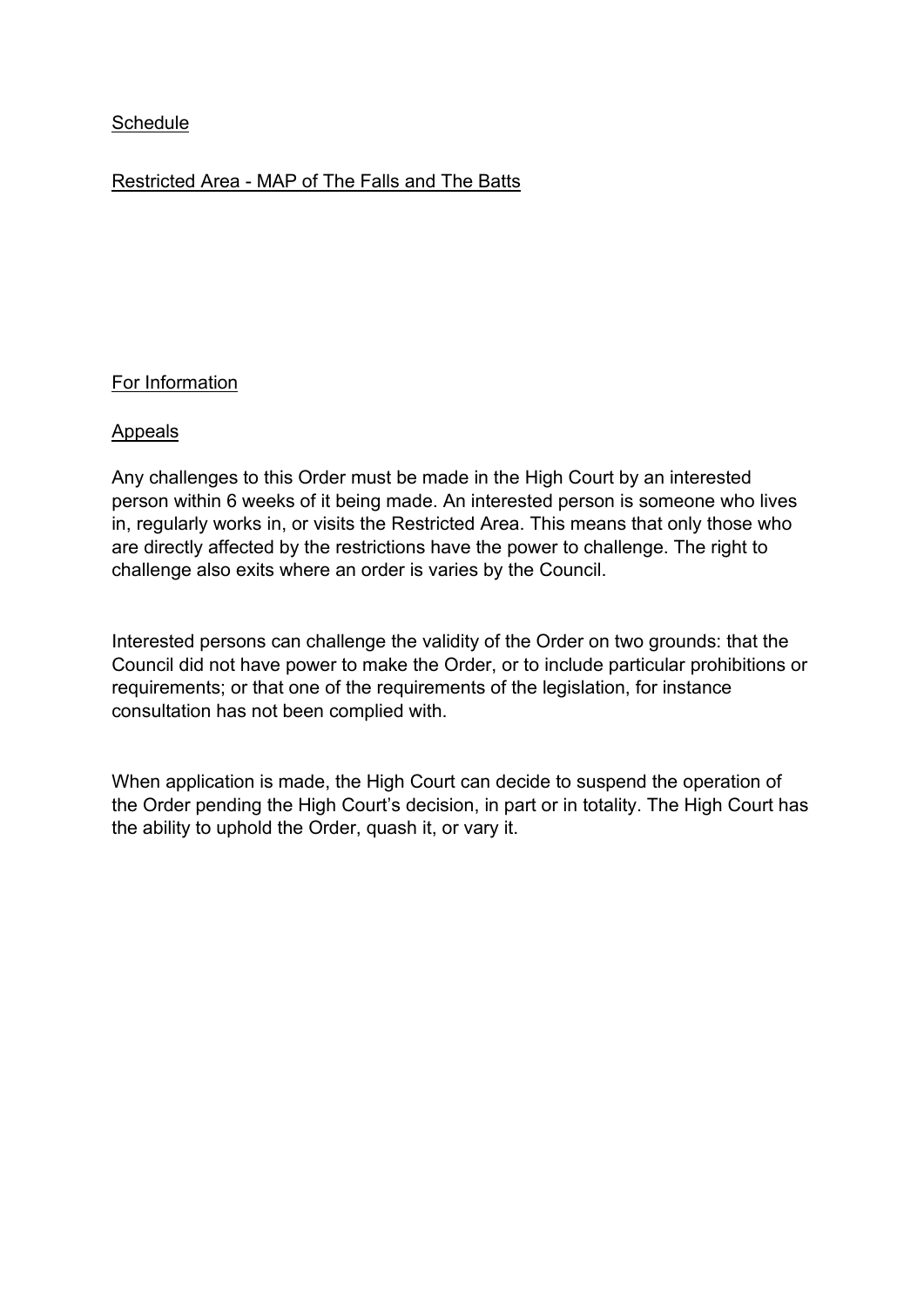Schedule

Restricted Area - MAP of The Falls and The Batts

For Information

Appeals

Any challenges to this Order must be made in the High Court by an interested person within 6 weeks of it being made. An interested person is someone who lives in, regularly works in, or visits the Restricted Area. This means that only those who are directly affected by the restrictions have the power to challenge. The right to challenge also exits where an order is varies by the Council.

Interested persons can challenge the validity of the Order on two grounds: that the Council did not have power to make the Order, or to include particular prohibitions or requirements; or that one of the requirements of the legislation, for instance consultation has not been complied with.

When application is made, the High Court can decide to suspend the operation of the Order pending the High Court's decision, in part or in totality. The High Court has the ability to uphold the Order, quash it, or vary it.